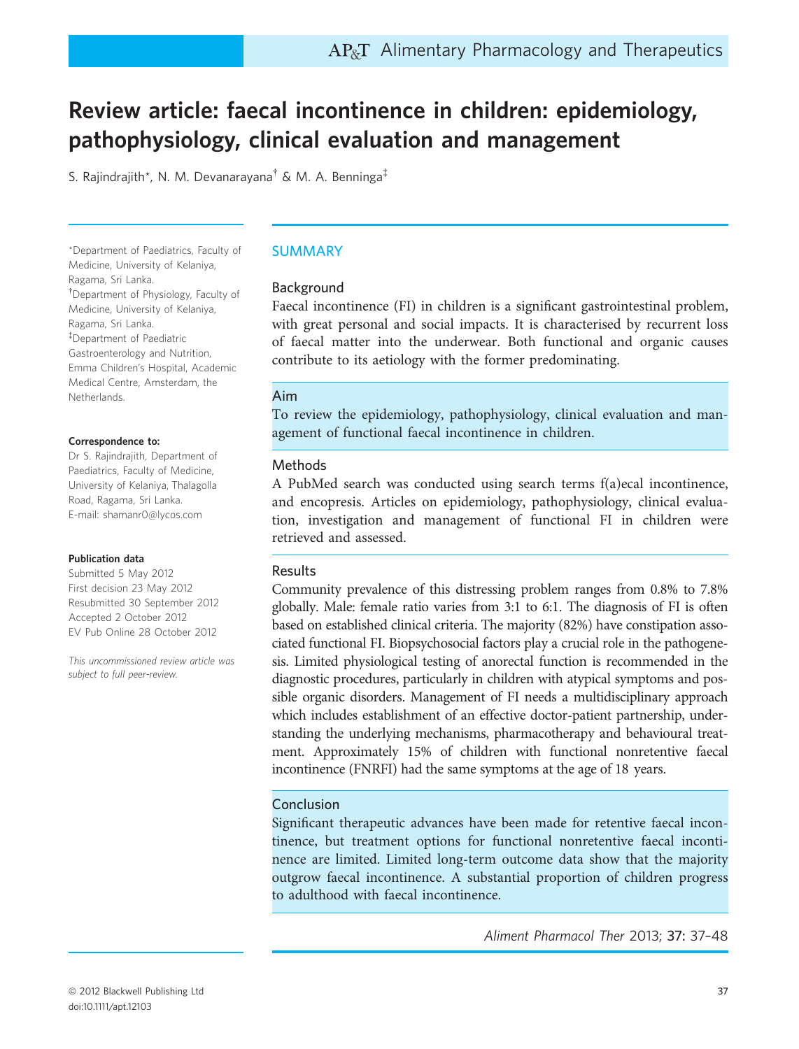# Review article: faecal incontinence in children: epidemiology, pathophysiology, clinical evaluation and management

S. Rajindrajith*, N. M. Devanarayana† & M. A. Benninga‡

*Department of Paediatrics, Faculty of Medicine, University of Kelaniya, Ragama, Sri Lanka.
†Department of Physiology, Faculty of Medicine, University of Kelaniya, Ragama, Sri Lanka.
‡Department of Paediatric Gastroenterology and Nutrition, Emma Children's Hospital, Academic Medical Centre, Amsterdam, the Netherlands.

**Correspondence to:**
Dr S. Rajindrajith, Department of Paediatrics, Faculty of Medicine, University of Kelaniya, Thalagolla Road, Ragama, Sri Lanka.
E-mail: shamanr0@lycos.com

**Publication data**
Submitted 5 May 2012
First decision 23 May 2012
Resubmitted 30 September 2012
Accepted 2 October 2012
EV Pub Online 28 October 2012

*This uncommissioned review article was subject to full peer-review.*

## SUMMARY

### Background

Faecal incontinence (FI) in children is a significant gastrointestinal problem, with great personal and social impacts. It is characterised by recurrent loss of faecal matter into the underwear. Both functional and organic causes contribute to its aetiology with the former predominating.

### Aim

To review the epidemiology, pathophysiology, clinical evaluation and management of functional faecal incontinence in children.

### Methods

A PubMed search was conducted using search terms f(a)ecal incontinence, and encopresis. Articles on epidemiology, pathophysiology, clinical evaluation, investigation and management of functional FI in children were retrieved and assessed.

### Results

Community prevalence of this distressing problem ranges from 0.8% to 7.8% globally. Male: female ratio varies from 3:1 to 6:1. The diagnosis of FI is often based on established clinical criteria. The majority (82%) have constipation associated functional FI. Biopsychosocial factors play a crucial role in the pathogenesis. Limited physiological testing of anorectal function is recommended in the diagnostic procedures, particularly in children with atypical symptoms and possible organic disorders. Management of FI needs a multidisciplinary approach which includes establishment of an effective doctor-patient partnership, understanding the underlying mechanisms, pharmacotherapy and behavioural treatment. Approximately 15% of children with functional nonretentive faecal incontinence (FNRFI) had the same symptoms at the age of 18 years.

### Conclusion

Significant therapeutic advances have been made for retentive faecal incontinence, but treatment options for functional nonretentive faecal incontinence are limited. Limited long-term outcome data show that the majority outgrow faecal incontinence. A substantial proportion of children progress to adulthood with faecal incontinence.

*Aliment Pharmacol Ther* 2013; **37**: 37–48

© 2012 Blackwell Publishing Ltd
doi:10.1111/apt.12103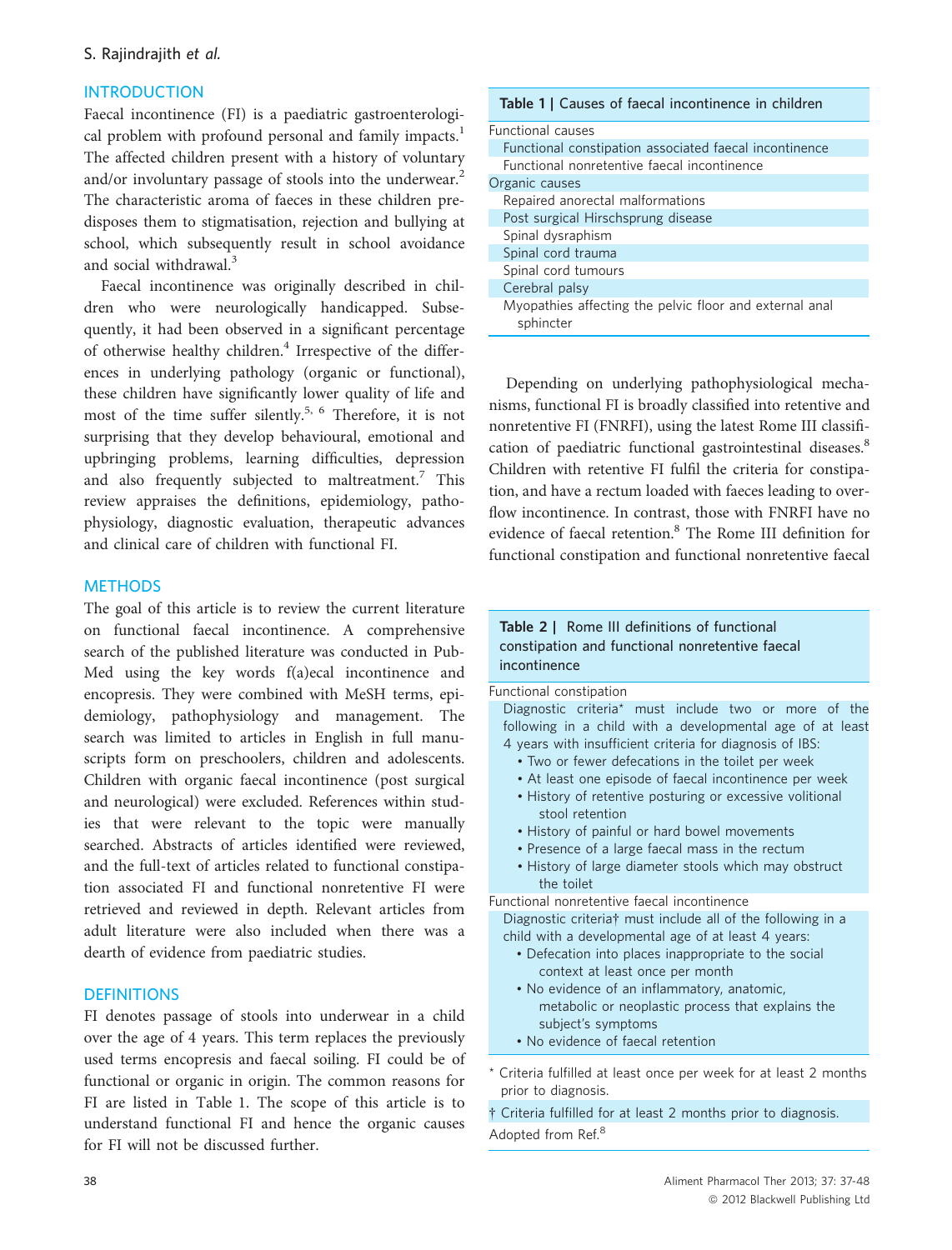## INTRODUCTION

Faecal incontinence (FI) is a paediatric gastroenterological problem with profound personal and family impacts.[1] The affected children present with a history of voluntary and/or involuntary passage of stools into the underwear.[2] The characteristic aroma of faeces in these children predisposes them to stigmatisation, rejection and bullying at school, which subsequently result in school avoidance and social withdrawal.[3]

Faecal incontinence was originally described in children who were neurologically handicapped. Subsequently, it had been observed in a significant percentage of otherwise healthy children.[4] Irrespective of the differences in underlying pathology (organic or functional), these children have significantly lower quality of life and most of the time suffer silently.[5, 6] Therefore, it is not surprising that they develop behavioural, emotional and upbringing problems, learning difficulties, depression and also frequently subjected to maltreatment.[7] This review appraises the definitions, epidemiology, pathophysiology, diagnostic evaluation, therapeutic advances and clinical care of children with functional FI.

## METHODS

The goal of this article is to review the current literature on functional faecal incontinence. A comprehensive search of the published literature was conducted in PubMed using the key words f(a)ecal incontinence and encopresis. They were combined with MeSH terms, epidemiology, pathophysiology and management. The search was limited to articles in English in full manuscripts form on preschoolers, children and adolescents. Children with organic faecal incontinence (post surgical and neurological) were excluded. References within studies that were relevant to the topic were manually searched. Abstracts of articles identified were reviewed, and the full-text of articles related to functional constipation associated FI and functional nonretentive FI were retrieved and reviewed in depth. Relevant articles from adult literature were also included when there was a dearth of evidence from paediatric studies.

## DEFINITIONS

FI denotes passage of stools into underwear in a child over the age of 4 years. This term replaces the previously used terms encopresis and faecal soiling. FI could be of functional or organic in origin. The common reasons for FI are listed in Table 1. The scope of this article is to understand functional FI and hence the organic causes for FI will not be discussed further.

**Table 1 | Causes of faecal incontinence in children**

| |
|---|
| Functional causes |
| Functional constipation associated faecal incontinence |
| Functional nonretentive faecal incontinence |
| Organic causes |
| Repaired anorectal malformations |
| Post surgical Hirschsprung disease |
| Spinal dysraphism |
| Spinal cord trauma |
| Spinal cord tumours |
| Cerebral palsy |
| Myopathies affecting the pelvic floor and external anal sphincter |

Depending on underlying pathophysiological mechanisms, functional FI is broadly classified into retentive and nonretentive FI (FNRFI), using the latest Rome III classification of paediatric functional gastrointestinal diseases.[8] Children with retentive FI fulfil the criteria for constipation, and have a rectum loaded with faeces leading to overflow incontinence. In contrast, those with FNRFI have no evidence of faecal retention.[8] The Rome III definition for functional constipation and functional nonretentive faecal

**Table 2 | Rome III definitions of functional constipation and functional nonretentive faecal incontinence**

Functional constipation

Diagnostic criteria* must include two or more of the following in a child with a developmental age of at least 4 years with insufficient criteria for diagnosis of IBS:

- Two or fewer defecations in the toilet per week
- At least one episode of faecal incontinence per week
- History of retentive posturing or excessive volitional stool retention
- History of painful or hard bowel movements
- Presence of a large faecal mass in the rectum
- History of large diameter stools which may obstruct the toilet

Functional nonretentive faecal incontinence

Diagnostic criteria† must include all of the following in a child with a developmental age of at least 4 years:

- Defecation into places inappropriate to the social context at least once per month
- No evidence of an inflammatory, anatomic, metabolic or neoplastic process that explains the subject's symptoms
- No evidence of faecal retention

\* Criteria fulfilled at least once per week for at least 2 months prior to diagnosis.

† Criteria fulfilled for at least 2 months prior to diagnosis.

Adopted from Ref.[8]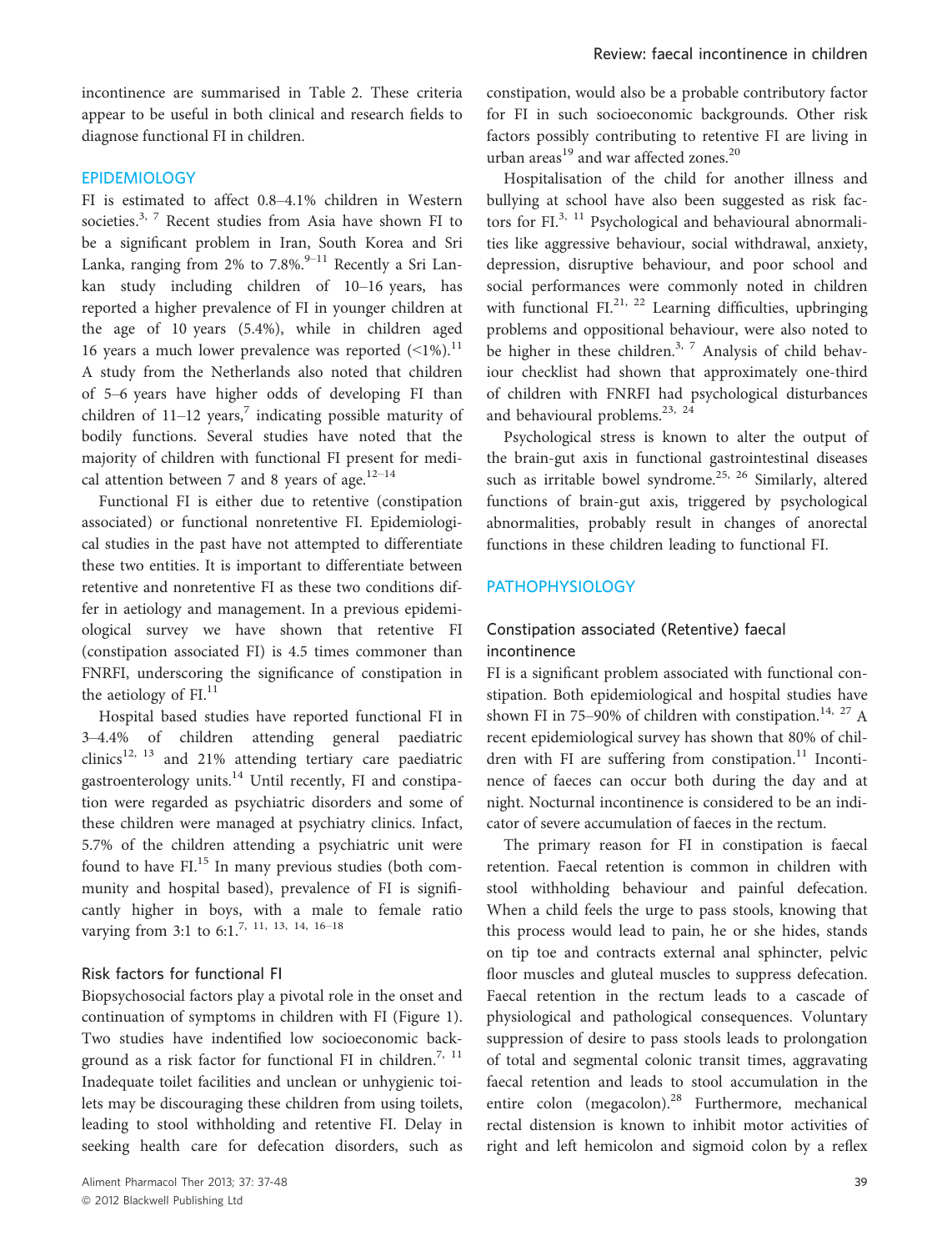incontinence are summarised in Table 2. These criteria appear to be useful in both clinical and research fields to diagnose functional FI in children.

## EPIDEMIOLOGY

FI is estimated to affect 0.8–4.1% children in Western societies.[3, 7] Recent studies from Asia have shown FI to be a significant problem in Iran, South Korea and Sri Lanka, ranging from 2% to 7.8%.[9–11] Recently a Sri Lankan study including children of 10–16 years, has reported a higher prevalence of FI in younger children at the age of 10 years (5.4%), while in children aged 16 years a much lower prevalence was reported (<1%).[11] A study from the Netherlands also noted that children of 5–6 years have higher odds of developing FI than children of 11–12 years,[7] indicating possible maturity of bodily functions. Several studies have noted that the majority of children with functional FI present for medical attention between 7 and 8 years of age.[12–14]

Functional FI is either due to retentive (constipation associated) or functional nonretentive FI. Epidemiological studies in the past have not attempted to differentiate these two entities. It is important to differentiate between retentive and nonretentive FI as these two conditions differ in aetiology and management. In a previous epidemiological survey we have shown that retentive FI (constipation associated FI) is 4.5 times commoner than FNRFI, underscoring the significance of constipation in the aetiology of FI.[11]

Hospital based studies have reported functional FI in 3–4.4% of children attending general paediatric clinics[12, 13] and 21% attending tertiary care paediatric gastroenterology units.[14] Until recently, FI and constipation were regarded as psychiatric disorders and some of these children were managed at psychiatry clinics. Infact, 5.7% of the children attending a psychiatric unit were found to have FI.[15] In many previous studies (both community and hospital based), prevalence of FI is significantly higher in boys, with a male to female ratio varying from 3:1 to 6:1.[7, 11, 13, 14, 16–18]

### Risk factors for functional FI

Biopsychosocial factors play a pivotal role in the onset and continuation of symptoms in children with FI (Figure 1). Two studies have indentified low socioeconomic background as a risk factor for functional FI in children.[7, 11] Inadequate toilet facilities and unclean or unhygienic toilets may be discouraging these children from using toilets, leading to stool withholding and retentive FI. Delay in seeking health care for defecation disorders, such as constipation, would also be a probable contributory factor for FI in such socioeconomic backgrounds. Other risk factors possibly contributing to retentive FI are living in urban areas[19] and war affected zones.[20]

Hospitalisation of the child for another illness and bullying at school have also been suggested as risk factors for FI.[3, 11] Psychological and behavioural abnormalities like aggressive behaviour, social withdrawal, anxiety, depression, disruptive behaviour, and poor school and social performances were commonly noted in children with functional FI.[21, 22] Learning difficulties, upbringing problems and oppositional behaviour, were also noted to be higher in these children.[3, 7] Analysis of child behaviour checklist had shown that approximately one-third of children with FNRFI had psychological disturbances and behavioural problems.[23, 24]

Psychological stress is known to alter the output of the brain-gut axis in functional gastrointestinal diseases such as irritable bowel syndrome.[25, 26] Similarly, altered functions of brain-gut axis, triggered by psychological abnormalities, probably result in changes of anorectal functions in these children leading to functional FI.

## PATHOPHYSIOLOGY

### Constipation associated (Retentive) faecal incontinence

FI is a significant problem associated with functional constipation. Both epidemiological and hospital studies have shown FI in 75–90% of children with constipation.[14, 27] A recent epidemiological survey has shown that 80% of children with FI are suffering from constipation.[11] Incontinence of faeces can occur both during the day and at night. Nocturnal incontinence is considered to be an indicator of severe accumulation of faeces in the rectum.

The primary reason for FI in constipation is faecal retention. Faecal retention is common in children with stool withholding behaviour and painful defecation. When a child feels the urge to pass stools, knowing that this process would lead to pain, he or she hides, stands on tip toe and contracts external anal sphincter, pelvic floor muscles and gluteal muscles to suppress defecation. Faecal retention in the rectum leads to a cascade of physiological and pathological consequences. Voluntary suppression of desire to pass stools leads to prolongation of total and segmental colonic transit times, aggravating faecal retention and leads to stool accumulation in the entire colon (megacolon).[28] Furthermore, mechanical rectal distension is known to inhibit motor activities of right and left hemicolon and sigmoid colon by a reflex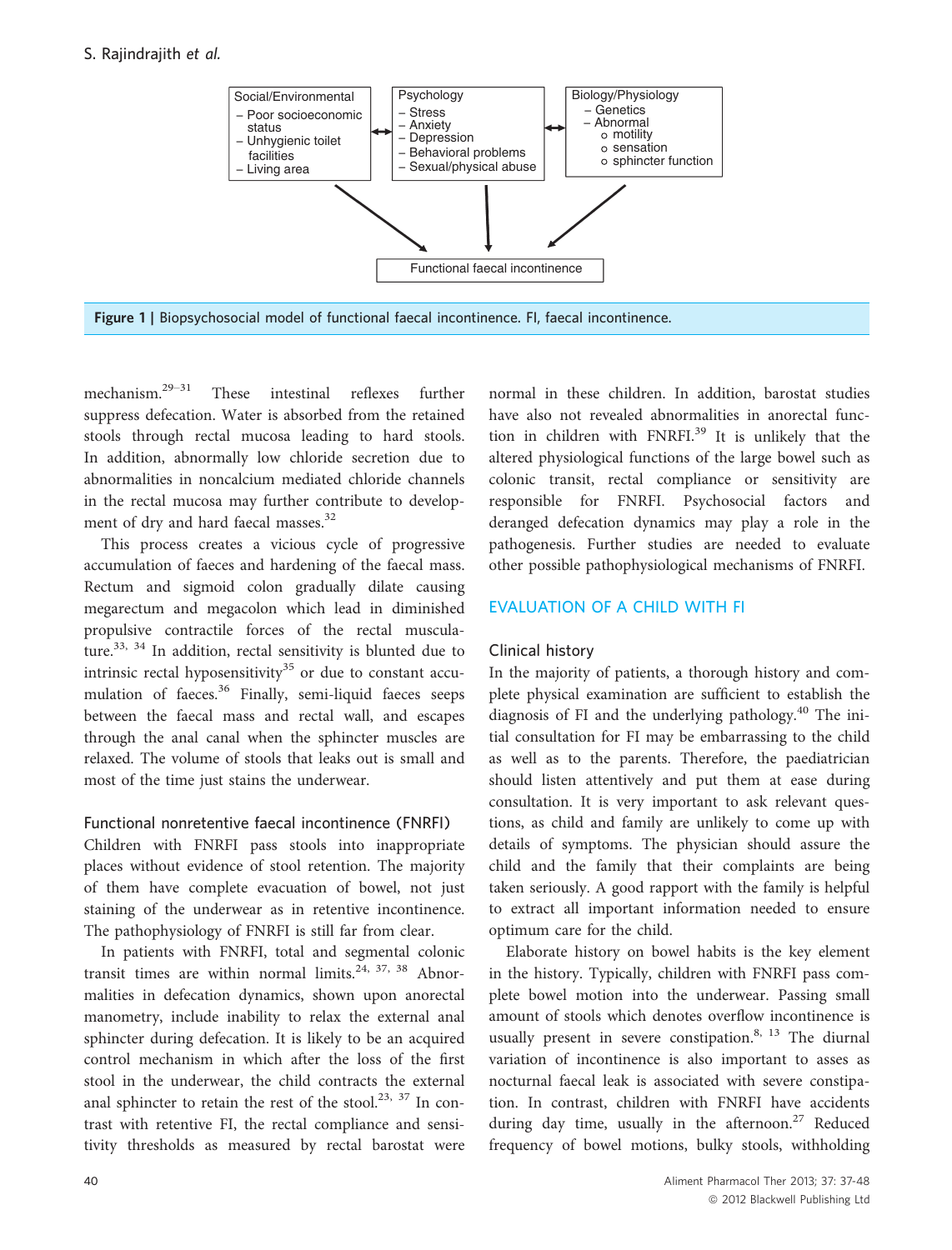Social/Environmental
- Poor socioeconomic status
- Unhygienic toilet facilities
- Living area

Psychology
- Stress
- Anxiety
- Depression
- Behavioral problems
- Sexual/physical abuse

Biology/Physiology
- Genetics
- Abnormal
  - motility
  - sensation
  - sphincter function

Functional faecal incontinence

**Figure 1 |** Biopsychosocial model of functional faecal incontinence. FI, faecal incontinence.

mechanism.[29–31] These intestinal reflexes further suppress defecation. Water is absorbed from the retained stools through rectal mucosa leading to hard stools. In addition, abnormally low chloride secretion due to abnormalities in noncalcium mediated chloride channels in the rectal mucosa may further contribute to development of dry and hard faecal masses.[32]

This process creates a vicious cycle of progressive accumulation of faeces and hardening of the faecal mass. Rectum and sigmoid colon gradually dilate causing megarectum and megacolon which lead in diminished propulsive contractile forces of the rectal musculature.[33, 34] In addition, rectal sensitivity is blunted due to intrinsic rectal hyposensitivity[35] or due to constant accumulation of faeces.[36] Finally, semi-liquid faeces seeps between the faecal mass and rectal wall, and escapes through the anal canal when the sphincter muscles are relaxed. The volume of stools that leaks out is small and most of the time just stains the underwear.

### Functional nonretentive faecal incontinence (FNRFI)

Children with FNRFI pass stools into inappropriate places without evidence of stool retention. The majority of them have complete evacuation of bowel, not just staining of the underwear as in retentive incontinence. The pathophysiology of FNRFI is still far from clear.

In patients with FNRFI, total and segmental colonic transit times are within normal limits.[24, 37, 38] Abnormalities in defecation dynamics, shown upon anorectal manometry, include inability to relax the external anal sphincter during defecation. It is likely to be an acquired control mechanism in which after the loss of the first stool in the underwear, the child contracts the external anal sphincter to retain the rest of the stool.[23, 37] In contrast with retentive FI, the rectal compliance and sensitivity thresholds as measured by rectal barostat were normal in these children. In addition, barostat studies have also not revealed abnormalities in anorectal function in children with FNRFI.[39] It is unlikely that the altered physiological functions of the large bowel such as colonic transit, rectal compliance or sensitivity are responsible for FNRFI. Psychosocial factors and deranged defecation dynamics may play a role in the pathogenesis. Further studies are needed to evaluate other possible pathophysiological mechanisms of FNRFI.

## EVALUATION OF A CHILD WITH FI

### Clinical history

In the majority of patients, a thorough history and complete physical examination are sufficient to establish the diagnosis of FI and the underlying pathology.[40] The initial consultation for FI may be embarrassing to the child as well as to the parents. Therefore, the paediatrician should listen attentively and put them at ease during consultation. It is very important to ask relevant questions, as child and family are unlikely to come up with details of symptoms. The physician should assure the child and the family that their complaints are being taken seriously. A good rapport with the family is helpful to extract all important information needed to ensure optimum care for the child.

Elaborate history on bowel habits is the key element in the history. Typically, children with FNRFI pass complete bowel motion into the underwear. Passing small amount of stools which denotes overflow incontinence is usually present in severe constipation.[8, 13] The diurnal variation of incontinence is also important to asses as nocturnal faecal leak is associated with severe constipation. In contrast, children with FNRFI have accidents during day time, usually in the afternoon.[27] Reduced frequency of bowel motions, bulky stools, withholding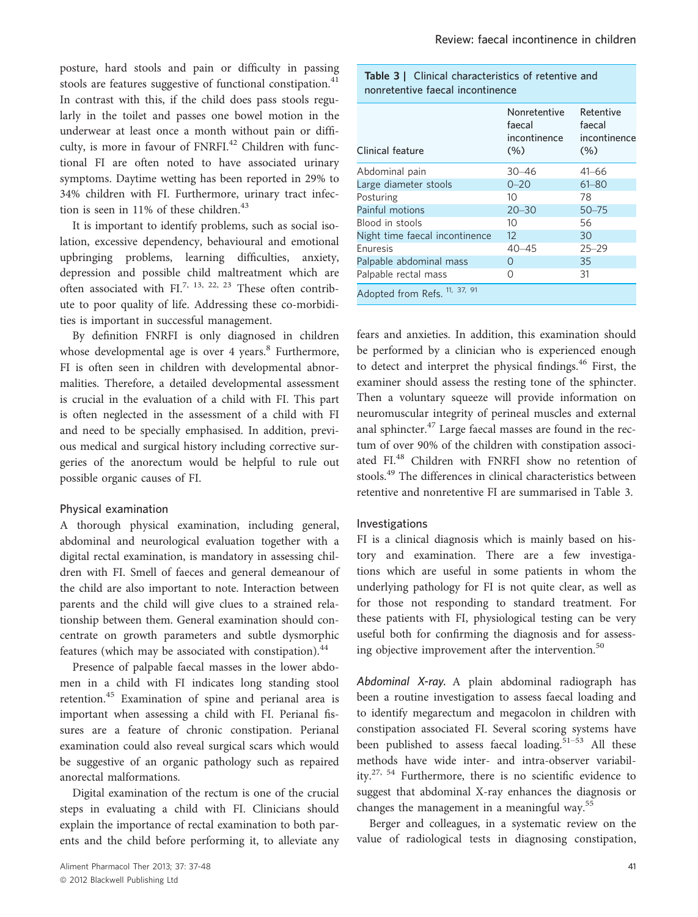posture, hard stools and pain or difficulty in passing stools are features suggestive of functional constipation.[41] In contrast with this, if the child does pass stools regularly in the toilet and passes one bowel motion in the underwear at least once a month without pain or difficulty, is more in favour of FNRFI.[42] Children with functional FI are often noted to have associated urinary symptoms. Daytime wetting has been reported in 29% to 34% children with FI. Furthermore, urinary tract infection is seen in 11% of these children.[43]

It is important to identify problems, such as social isolation, excessive dependency, behavioural and emotional upbringing problems, learning difficulties, anxiety, depression and possible child maltreatment which are often associated with FI.[7, 13, 22, 23] These often contribute to poor quality of life. Addressing these co-morbidities is important in successful management.

By definition FNRFI is only diagnosed in children whose developmental age is over 4 years.[8] Furthermore, FI is often seen in children with developmental abnormalities. Therefore, a detailed developmental assessment is crucial in the evaluation of a child with FI. This part is often neglected in the assessment of a child with FI and need to be specially emphasised. In addition, previous medical and surgical history including corrective surgeries of the anorectum would be helpful to rule out possible organic causes of FI.

### Physical examination

A thorough physical examination, including general, abdominal and neurological evaluation together with a digital rectal examination, is mandatory in assessing children with FI. Smell of faeces and general demeanour of the child are also important to note. Interaction between parents and the child will give clues to a strained relationship between them. General examination should concentrate on growth parameters and subtle dysmorphic features (which may be associated with constipation).[44]

Presence of palpable faecal masses in the lower abdomen in a child with FI indicates long standing stool retention.[45] Examination of spine and perianal area is important when assessing a child with FI. Perianal fissures are a feature of chronic constipation. Perianal examination could also reveal surgical scars which would be suggestive of an organic pathology such as repaired anorectal malformations.

Digital examination of the rectum is one of the crucial steps in evaluating a child with FI. Clinicians should explain the importance of rectal examination to both parents and the child before performing it, to alleviate any fears and anxieties. In addition, this examination should be performed by a clinician who is experienced enough to detect and interpret the physical findings.[46] First, the examiner should assess the resting tone of the sphincter. Then a voluntary squeeze will provide information on neuromuscular integrity of perineal muscles and external anal sphincter.[47] Large faecal masses are found in the rectum of over 90% of the children with constipation associated FI.[48] Children with FNRFI show no retention of stools.[49] The differences in clinical characteristics between retentive and nonretentive FI are summarised in Table 3.

**Table 3 | Clinical characteristics of retentive and nonretentive faecal incontinence**

| Clinical feature | Nonretentive faecal incontinence (%) | Retentive faecal incontinence (%) |
|---|---|---|
| Abdominal pain | 30–46 | 41–66 |
| Large diameter stools | 0–20 | 61–80 |
| Posturing | 10 | 78 |
| Painful motions | 20–30 | 50–75 |
| Blood in stools | 10 | 56 |
| Night time faecal incontinence | 12 | 30 |
| Enuresis | 40–45 | 25–29 |
| Palpable abdominal mass | 0 | 35 |
| Palpable rectal mass | 0 | 31 |

Adopted from Refs. [11, 37, 91]

### Investigations

FI is a clinical diagnosis which is mainly based on history and examination. There are a few investigations which are useful in some patients in whom the underlying pathology for FI is not quite clear, as well as for those not responding to standard treatment. For these patients with FI, physiological testing can be very useful both for confirming the diagnosis and for assessing objective improvement after the intervention.[50]

*Abdominal X-ray.* A plain abdominal radiograph has been a routine investigation to assess faecal loading and to identify megarectum and megacolon in children with constipation associated FI. Several scoring systems have been published to assess faecal loading.[51–53] All these methods have wide inter- and intra-observer variability.[27, 54] Furthermore, there is no scientific evidence to suggest that abdominal X-ray enhances the diagnosis or changes the management in a meaningful way.[55]

Berger and colleagues, in a systematic review on the value of radiological tests in diagnosing constipation,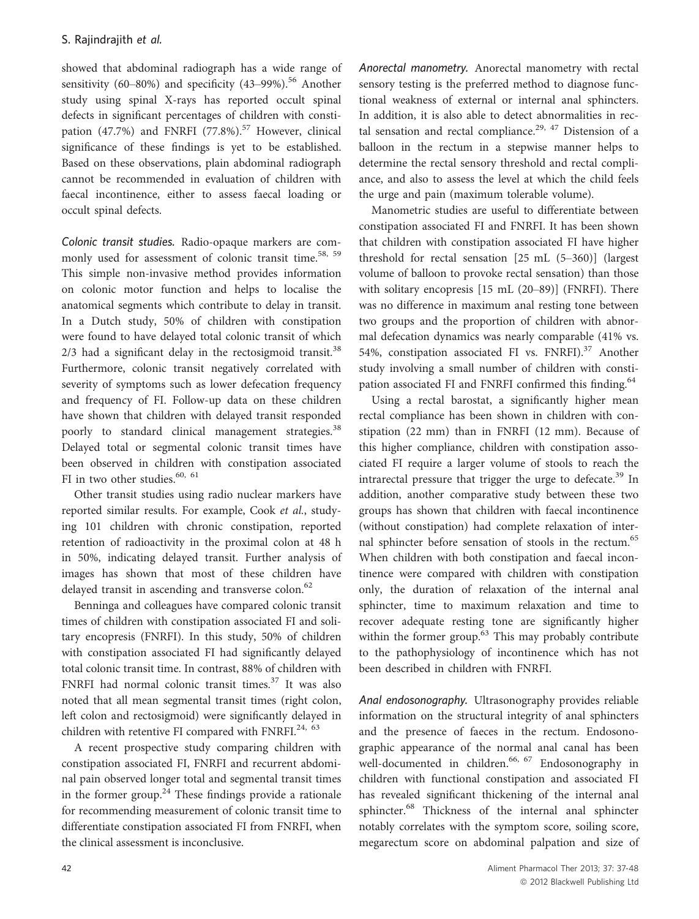showed that abdominal radiograph has a wide range of sensitivity (60–80%) and specificity (43–99%).[56] Another study using spinal X-rays has reported occult spinal defects in significant percentages of children with constipation (47.7%) and FNRFI (77.8%).[57] However, clinical significance of these findings is yet to be established. Based on these observations, plain abdominal radiograph cannot be recommended in evaluation of children with faecal incontinence, either to assess faecal loading or occult spinal defects.

*Colonic transit studies.* Radio-opaque markers are commonly used for assessment of colonic transit time.[58, 59] This simple non-invasive method provides information on colonic motor function and helps to localise the anatomical segments which contribute to delay in transit. In a Dutch study, 50% of children with constipation were found to have delayed total colonic transit of which 2/3 had a significant delay in the rectosigmoid transit.[38] Furthermore, colonic transit negatively correlated with severity of symptoms such as lower defecation frequency and frequency of FI. Follow-up data on these children have shown that children with delayed transit responded poorly to standard clinical management strategies.[38] Delayed total or segmental colonic transit times have been observed in children with constipation associated FI in two other studies.[60, 61]

Other transit studies using radio nuclear markers have reported similar results. For example, Cook *et al.*, studying 101 children with chronic constipation, reported retention of radioactivity in the proximal colon at 48 h in 50%, indicating delayed transit. Further analysis of images has shown that most of these children have delayed transit in ascending and transverse colon.[62]

Benninga and colleagues have compared colonic transit times of children with constipation associated FI and solitary encopresis (FNRFI). In this study, 50% of children with constipation associated FI had significantly delayed total colonic transit time. In contrast, 88% of children with FNRFI had normal colonic transit times.[37] It was also noted that all mean segmental transit times (right colon, left colon and rectosigmoid) were significantly delayed in children with retentive FI compared with FNRFI.[24, 63]

A recent prospective study comparing children with constipation associated FI, FNRFI and recurrent abdominal pain observed longer total and segmental transit times in the former group.[24] These findings provide a rationale for recommending measurement of colonic transit time to differentiate constipation associated FI from FNRFI, when the clinical assessment is inconclusive.

*Anorectal manometry.* Anorectal manometry with rectal sensory testing is the preferred method to diagnose functional weakness of external or internal anal sphincters. In addition, it is also able to detect abnormalities in rectal sensation and rectal compliance.[29, 47] Distension of a balloon in the rectum in a stepwise manner helps to determine the rectal sensory threshold and rectal compliance, and also to assess the level at which the child feels the urge and pain (maximum tolerable volume).

Manometric studies are useful to differentiate between constipation associated FI and FNRFI. It has been shown that children with constipation associated FI have higher threshold for rectal sensation [25 mL (5–360)] (largest volume of balloon to provoke rectal sensation) than those with solitary encopresis [15 mL (20–89)] (FNRFI). There was no difference in maximum anal resting tone between two groups and the proportion of children with abnormal defecation dynamics was nearly comparable (41% vs. 54%, constipation associated FI vs. FNRFI).[37] Another study involving a small number of children with constipation associated FI and FNRFI confirmed this finding.[64]

Using a rectal barostat, a significantly higher mean rectal compliance has been shown in children with constipation (22 mm) than in FNRFI (12 mm). Because of this higher compliance, children with constipation associated FI require a larger volume of stools to reach the intrarectal pressure that trigger the urge to defecate.[39] In addition, another comparative study between these two groups has shown that children with faecal incontinence (without constipation) had complete relaxation of internal sphincter before sensation of stools in the rectum.[65] When children with both constipation and faecal incontinence were compared with children with constipation only, the duration of relaxation of the internal anal sphincter, time to maximum relaxation and time to recover adequate resting tone are significantly higher within the former group.[63] This may probably contribute to the pathophysiology of incontinence which has not been described in children with FNRFI.

*Anal endosonography.* Ultrasonography provides reliable information on the structural integrity of anal sphincters and the presence of faeces in the rectum. Endosonographic appearance of the normal anal canal has been well-documented in children.[66, 67] Endosonography in children with functional constipation and associated FI has revealed significant thickening of the internal anal sphincter.[68] Thickness of the internal anal sphincter notably correlates with the symptom score, soiling score, megarectum score on abdominal palpation and size of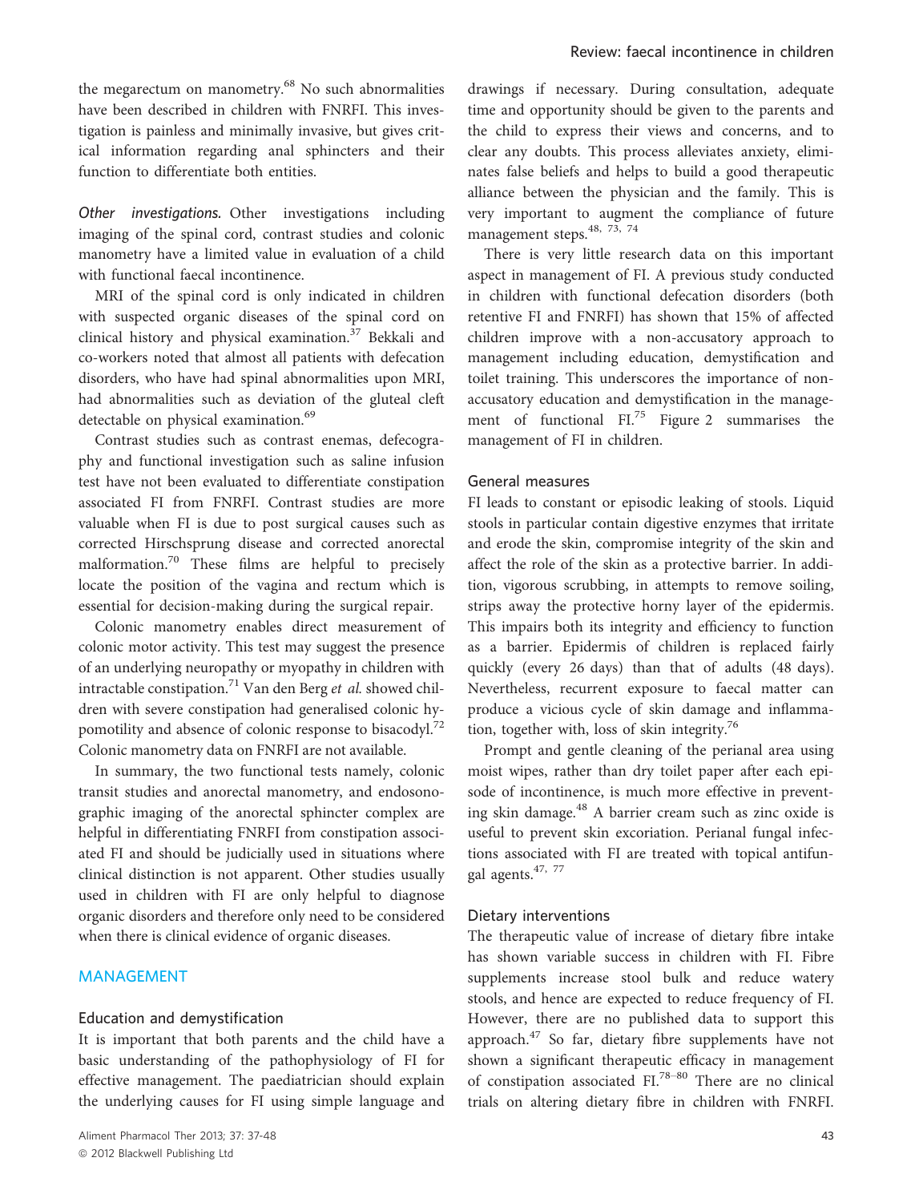the megarectum on manometry.[68] No such abnormalities have been described in children with FNRFI. This investigation is painless and minimally invasive, but gives critical information regarding anal sphincters and their function to differentiate both entities.

*Other investigations.* Other investigations including imaging of the spinal cord, contrast studies and colonic manometry have a limited value in evaluation of a child with functional faecal incontinence.

MRI of the spinal cord is only indicated in children with suspected organic diseases of the spinal cord on clinical history and physical examination.[37] Bekkali and co-workers noted that almost all patients with defecation disorders, who have had spinal abnormalities upon MRI, had abnormalities such as deviation of the gluteal cleft detectable on physical examination.[69]

Contrast studies such as contrast enemas, defecography and functional investigation such as saline infusion test have not been evaluated to differentiate constipation associated FI from FNRFI. Contrast studies are more valuable when FI is due to post surgical causes such as corrected Hirschsprung disease and corrected anorectal malformation.[70] These films are helpful to precisely locate the position of the vagina and rectum which is essential for decision-making during the surgical repair.

Colonic manometry enables direct measurement of colonic motor activity. This test may suggest the presence of an underlying neuropathy or myopathy in children with intractable constipation.[71] Van den Berg *et al.* showed children with severe constipation had generalised colonic hypomotility and absence of colonic response to bisacodyl.[72] Colonic manometry data on FNRFI are not available.

In summary, the two functional tests namely, colonic transit studies and anorectal manometry, and endosonographic imaging of the anorectal sphincter complex are helpful in differentiating FNRFI from constipation associated FI and should be judicially used in situations where clinical distinction is not apparent. Other studies usually used in children with FI are only helpful to diagnose organic disorders and therefore only need to be considered when there is clinical evidence of organic diseases.

## MANAGEMENT

### Education and demystification

It is important that both parents and the child have a basic understanding of the pathophysiology of FI for effective management. The paediatrician should explain the underlying causes for FI using simple language and drawings if necessary. During consultation, adequate time and opportunity should be given to the parents and the child to express their views and concerns, and to clear any doubts. This process alleviates anxiety, eliminates false beliefs and helps to build a good therapeutic alliance between the physician and the family. This is very important to augment the compliance of future management steps.[48, 73, 74]

There is very little research data on this important aspect in management of FI. A previous study conducted in children with functional defecation disorders (both retentive FI and FNRFI) has shown that 15% of affected children improve with a non-accusatory approach to management including education, demystification and toilet training. This underscores the importance of non-accusatory education and demystification in the management of functional FI.[75] Figure 2 summarises the management of FI in children.

### General measures

FI leads to constant or episodic leaking of stools. Liquid stools in particular contain digestive enzymes that irritate and erode the skin, compromise integrity of the skin and affect the role of the skin as a protective barrier. In addition, vigorous scrubbing, in attempts to remove soiling, strips away the protective horny layer of the epidermis. This impairs both its integrity and efficiency to function as a barrier. Epidermis of children is replaced fairly quickly (every 26 days) than that of adults (48 days). Nevertheless, recurrent exposure to faecal matter can produce a vicious cycle of skin damage and inflammation, together with, loss of skin integrity.[76]

Prompt and gentle cleaning of the perianal area using moist wipes, rather than dry toilet paper after each episode of incontinence, is much more effective in preventing skin damage.[48] A barrier cream such as zinc oxide is useful to prevent skin excoriation. Perianal fungal infections associated with FI are treated with topical antifungal agents.[47, 77]

### Dietary interventions

The therapeutic value of increase of dietary fibre intake has shown variable success in children with FI. Fibre supplements increase stool bulk and reduce watery stools, and hence are expected to reduce frequency of FI. However, there are no published data to support this approach.[47] So far, dietary fibre supplements have not shown a significant therapeutic efficacy in management of constipation associated FI.[78–80] There are no clinical trials on altering dietary fibre in children with FNRFI.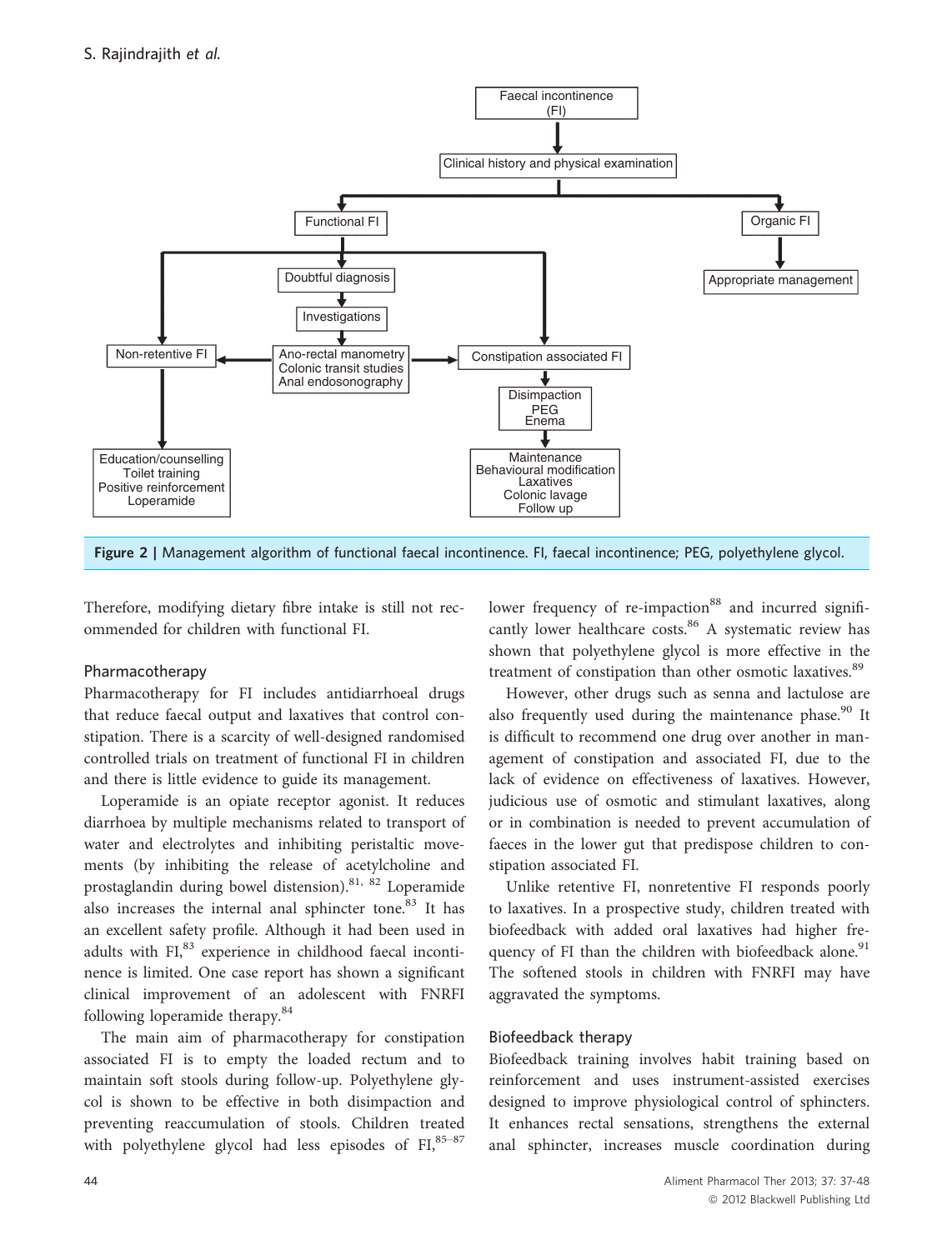Figure 2 | Management algorithm of functional faecal incontinence. FI, faecal incontinence; PEG, polyethylene glycol.

Therefore, modifying dietary fibre intake is still not recommended for children with functional FI.

### Pharmacotherapy

Pharmacotherapy for FI includes antidiarrhoeal drugs that reduce faecal output and laxatives that control constipation. There is a scarcity of well-designed randomised controlled trials on treatment of functional FI in children and there is little evidence to guide its management.

Loperamide is an opiate receptor agonist. It reduces diarrhoea by multiple mechanisms related to transport of water and electrolytes and inhibiting peristaltic movements (by inhibiting the release of acetylcholine and prostaglandin during bowel distension).[81, 82] Loperamide also increases the internal anal sphincter tone.[83] It has an excellent safety profile. Although it had been used in adults with FI,[83] experience in childhood faecal incontinence is limited. One case report has shown a significant clinical improvement of an adolescent with FNRFI following loperamide therapy.[84]

The main aim of pharmacotherapy for constipation associated FI is to empty the loaded rectum and to maintain soft stools during follow-up. Polyethylene glycol is shown to be effective in both disimpaction and preventing reaccumulation of stools. Children treated with polyethylene glycol had less episodes of FI,[85–87] lower frequency of re-impaction[88] and incurred significantly lower healthcare costs.[86] A systematic review has shown that polyethylene glycol is more effective in the treatment of constipation than other osmotic laxatives.[89]

However, other drugs such as senna and lactulose are also frequently used during the maintenance phase.[90] It is difficult to recommend one drug over another in management of constipation and associated FI, due to the lack of evidence on effectiveness of laxatives. However, judicious use of osmotic and stimulant laxatives, along or in combination is needed to prevent accumulation of faeces in the lower gut that predispose children to constipation associated FI.

Unlike retentive FI, nonretentive FI responds poorly to laxatives. In a prospective study, children treated with biofeedback with added oral laxatives had higher frequency of FI than the children with biofeedback alone.[91] The softened stools in children with FNRFI may have aggravated the symptoms.

### Biofeedback therapy

Biofeedback training involves habit training based on reinforcement and uses instrument-assisted exercises designed to improve physiological control of sphincters. It enhances rectal sensations, strengthens the external anal sphincter, increases muscle coordination during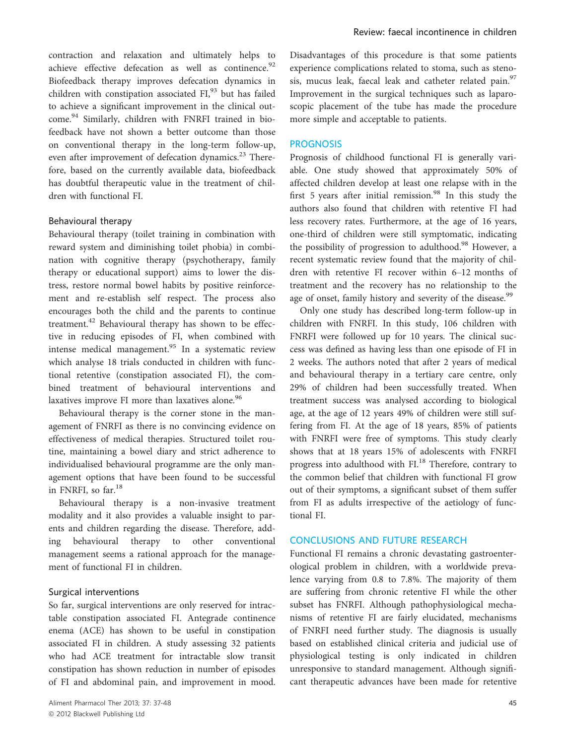contraction and relaxation and ultimately helps to achieve effective defecation as well as continence.[92] Biofeedback therapy improves defecation dynamics in children with constipation associated FI,[93] but has failed to achieve a significant improvement in the clinical outcome.[94] Similarly, children with FNRFI trained in biofeedback have not shown a better outcome than those on conventional therapy in the long-term follow-up, even after improvement of defecation dynamics.[23] Therefore, based on the currently available data, biofeedback has doubtful therapeutic value in the treatment of children with functional FI.

### Behavioural therapy

Behavioural therapy (toilet training in combination with reward system and diminishing toilet phobia) in combination with cognitive therapy (psychotherapy, family therapy or educational support) aims to lower the distress, restore normal bowel habits by positive reinforcement and re-establish self respect. The process also encourages both the child and the parents to continue treatment.[42] Behavioural therapy has shown to be effective in reducing episodes of FI, when combined with intense medical management.[95] In a systematic review which analyse 18 trials conducted in children with functional retentive (constipation associated FI), the combined treatment of behavioural interventions and laxatives improve FI more than laxatives alone.[96]

Behavioural therapy is the corner stone in the management of FNRFI as there is no convincing evidence on effectiveness of medical therapies. Structured toilet routine, maintaining a bowel diary and strict adherence to individualised behavioural programme are the only management options that have been found to be successful in FNRFI, so far.[18]

Behavioural therapy is a non-invasive treatment modality and it also provides a valuable insight to parents and children regarding the disease. Therefore, adding behavioural therapy to other conventional management seems a rational approach for the management of functional FI in children.

### Surgical interventions

So far, surgical interventions are only reserved for intractable constipation associated FI. Antegrade continence enema (ACE) has shown to be useful in constipation associated FI in children. A study assessing 32 patients who had ACE treatment for intractable slow transit constipation has shown reduction in number of episodes of FI and abdominal pain, and improvement in mood. Disadvantages of this procedure is that some patients experience complications related to stoma, such as stenosis, mucus leak, faecal leak and catheter related pain.[97] Improvement in the surgical techniques such as laparoscopic placement of the tube has made the procedure more simple and acceptable to patients.

## PROGNOSIS

Prognosis of childhood functional FI is generally variable. One study showed that approximately 50% of affected children develop at least one relapse with in the first 5 years after initial remission.[98] In this study the authors also found that children with retentive FI had less recovery rates. Furthermore, at the age of 16 years, one-third of children were still symptomatic, indicating the possibility of progression to adulthood.[98] However, a recent systematic review found that the majority of children with retentive FI recover within 6–12 months of treatment and the recovery has no relationship to the age of onset, family history and severity of the disease.[99]

Only one study has described long-term follow-up in children with FNRFI. In this study, 106 children with FNRFI were followed up for 10 years. The clinical success was defined as having less than one episode of FI in 2 weeks. The authors noted that after 2 years of medical and behavioural therapy in a tertiary care centre, only 29% of children had been successfully treated. When treatment success was analysed according to biological age, at the age of 12 years 49% of children were still suffering from FI. At the age of 18 years, 85% of patients with FNRFI were free of symptoms. This study clearly shows that at 18 years 15% of adolescents with FNRFI progress into adulthood with FI.[18] Therefore, contrary to the common belief that children with functional FI grow out of their symptoms, a significant subset of them suffer from FI as adults irrespective of the aetiology of functional FI.

## CONCLUSIONS AND FUTURE RESEARCH

Functional FI remains a chronic devastating gastroenterological problem in children, with a worldwide prevalence varying from 0.8 to 7.8%. The majority of them are suffering from chronic retentive FI while the other subset has FNRFI. Although pathophysiological mechanisms of retentive FI are fairly elucidated, mechanisms of FNRFI need further study. The diagnosis is usually based on established clinical criteria and judicial use of physiological testing is only indicated in children unresponsive to standard management. Although significant therapeutic advances have been made for retentive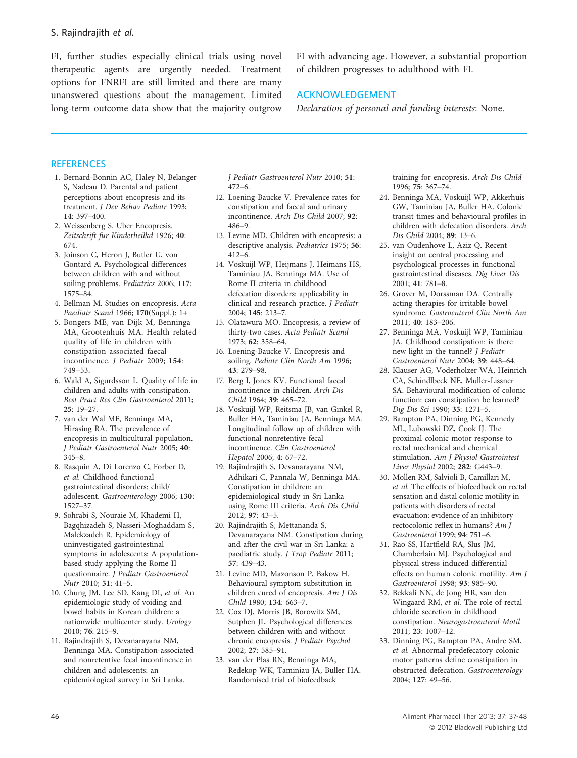FI, further studies especially clinical trials using novel therapeutic agents are urgently needed. Treatment options for FNRFI are still limited and there are many unanswered questions about the management. Limited long-term outcome data show that the majority outgrow FI with advancing age. However, a substantial proportion of children progresses to adulthood with FI.

## ACKNOWLEDGEMENT

*Declaration of personal and funding interests*: None.

## REFERENCES

1. Bernard-Bonnin AC, Haley N, Belanger S, Nadeau D. Parental and patient perceptions about encopresis and its treatment. *J Dev Behav Pediatr* 1993; **14**: 397–400.
2. Weissenberg S. Uber Encopresis. *Zeitschrift fur Kinderheilkd* 1926; **40**: 674.
3. Joinson C, Heron J, Butler U, von Gontard A. Psychological differences between children with and without soiling problems. *Pediatrics* 2006; **117**: 1575–84.
4. Bellman M. Studies on encopresis. *Acta Paediatr Scand* 1966; **170**(Suppl.): 1+
5. Bongers ME, van Dijk M, Benninga MA, Grootenhuis MA. Health related quality of life in children with constipation associated faecal incontinence. *J Pediatr* 2009; **154**: 749–53.
6. Wald A, Sigurdsson L. Quality of life in children and adults with constipation. *Best Pract Res Clin Gastroenterol* 2011; **25**: 19–27.
7. van der Wal MF, Benninga MA, Hirasing RA. The prevalence of encopresis in multicultural population. *J Pediatr Gastroenterol Nutr* 2005; **40**: 345–8.
8. Rasquin A, Di Lorenzo C, Forber D, *et al.* Childhood functional gastrointestinal disorders: child/adolescent. *Gastroenterology* 2006; **130**: 1527–37.
9. Sohrabi S, Nouraie M, Khademi H, Baghizadeh S, Nasseri-Moghaddam S, Malekzadeh R. Epidemiology of uninvestigated gastrointestinal symptoms in adolescents: A population-based study applying the Rome II questionnaire. *J Pediatr Gastroenterol Nutr* 2010; **51**: 41–5.
10. Chung JM, Lee SD, Kang DI, *et al.* An epidemiologic study of voiding and bowel habits in Korean children: a nationwide multicenter study. *Urology* 2010; **76**: 215–9.
11. Rajindrajith S, Devanarayana NM, Benninga MA. Constipation-associated and nonretentive fecal incontinence in children and adolescents: an epidemiological survey in Sri Lanka. *J Pediatr Gastroenterol Nutr* 2010; **51**: 472–6.
12. Loening-Baucke V. Prevalence rates for constipation and faecal and urinary incontinence. *Arch Dis Child* 2007; **92**: 486–9.
13. Levine MD. Children with encopresis: a descriptive analysis. *Pediatrics* 1975; **56**: 412–6.
14. Voskuijl WP, Heijmans J, Heimans HS, Taminiau JA, Benninga MA. Use of Rome II criteria in childhood defecation disorders: applicability in clinical and research practice. *J Pediatr* 2004; **145**: 213–7.
15. Olatawura MO. Encopresis, a review of thirty-two cases. *Acta Pediatr Scand* 1973; **62**: 358–64.
16. Loening-Baucke V. Encopresis and soiling. *Pediatr Clin North Am* 1996; **43**: 279–98.
17. Berg I, Jones KV. Functional faecal incontinence in children. *Arch Dis Child* 1964; **39**: 465–72.
18. Voskuijl WP, Reitsma JB, van Ginkel R, Buller HA, Taminiau JA, Benninga MA. Longitudinal follow up of children with functional nonretentive fecal incontinence. *Clin Gastroenterol Hepatol* 2006; **4**: 67–72.
19. Rajindrajith S, Devanarayana NM, Adhikari C, Pannala W, Benninga MA. Constipation in children: an epidemiological study in Sri Lanka using Rome III criteria. *Arch Dis Child* 2012; **97**: 43–5.
20. Rajindrajith S, Mettananda S, Devanarayana NM. Constipation during and after the civil war in Sri Lanka: a paediatric study. *J Trop Pediatr* 2011; **57**: 439–43.
21. Levine MD, Mazonson P, Bakow H. Behavioural symptom substitution in children cured of encopresis. *Am J Dis Child* 1980; **134**: 663–7.
22. Cox DJ, Morris JB, Borowitz SM, Sutphen JL. Psychological differences between children with and without chronic encopresis. *J Pediatr Psychol* 2002; **27**: 585–91.
23. van der Plas RN, Benninga MA, Redekop WK, Taminiau JA, Buller HA. Randomised trial of biofeedback training for encopresis. *Arch Dis Child* 1996; **75**: 367–74.
24. Benninga MA, Voskuijl WP, Akkerhuis GW, Taminiau JA, Buller HA. Colonic transit times and behavioural profiles in children with defecation disorders. *Arch Dis Child* 2004; **89**: 13–6.
25. van Oudenhove L, Aziz Q. Recent insight on central processing and psychological processes in functional gastrointestinal diseases. *Dig Liver Dis* 2001; **41**: 781–8.
26. Grover M, Dorssman DA. Centrally acting therapies for irritable bowel syndrome. *Gastroenterol Clin North Am* 2011; **40**: 183–206.
27. Benninga MA, Voskuijl WP, Taminiau JA. Childhood constipation: is there new light in the tunnel? *J Pediatr Gastroenterol Nutr* 2004; **39**: 448–64.
28. Klauser AG, Voderholzer WA, Heinrich CA, Schindlbeck NE, Muller-Lissner SA. Behavioural modification of colonic function: can constipation be learned? *Dig Dis Sci* 1990; **35**: 1271–5.
29. Bampton PA, Dinning PG, Kennedy ML, Lubowski DZ, Cook IJ. The proximal colonic motor response to rectal mechanical and chemical stimulation. *Am J Physiol Gastrointest Liver Physiol* 2002; **282**: G443–9.
30. Mollen RM, Salvioli B, Camillari M, *et al.* The effects of biofeedback on rectal sensation and distal colonic motility in patients with disorders of rectal evacuation: evidence of an inhibitory rectocolonic reflex in humans? *Am J Gastroenterol* 1999; **94**: 751–6.
31. Rao SS, Hartfield RA, Slus JM, Chamberlain MJ. Psychological and physical stress induced differential effects on human colonic motility. *Am J Gastroenterol* 1998; **93**: 985–90.
32. Bekkali NN, de Jong HR, van den Wingaard RM, *et al.* The role of rectal chloride secretion in childhood constipation. *Neurogastroenterol Motil* 2011; **23**: 1007–12.
33. Dinning PG, Bampton PA, Andre SM, *et al.* Abnormal predefecatory colonic motor patterns define constipation in obstructed defecation. *Gastroenterology* 2004; **127**: 49–56.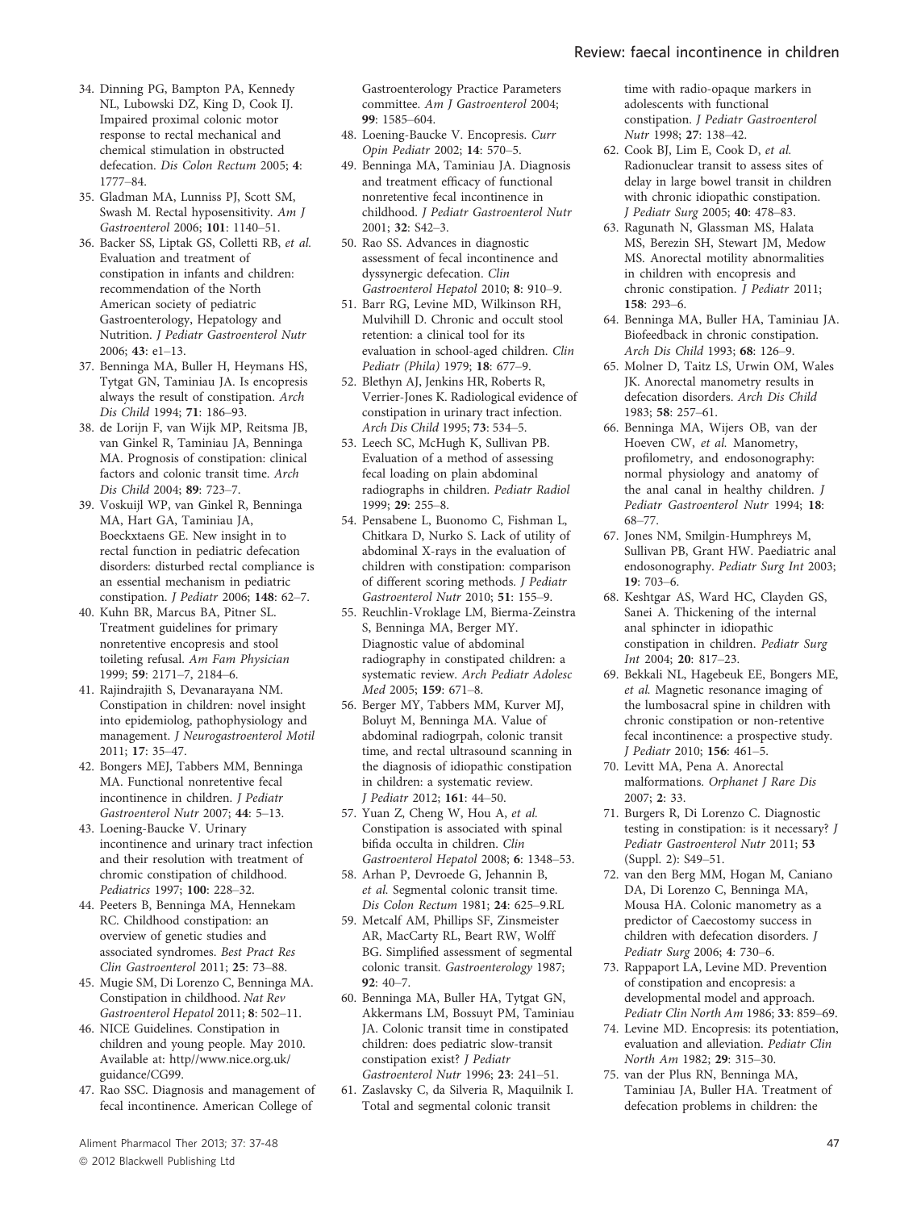34. Dinning PG, Bampton PA, Kennedy NL, Lubowski DZ, King D, Cook IJ. Impaired proximal colonic motor response to rectal mechanical and chemical stimulation in obstructed defecation. *Dis Colon Rectum* 2005; **4**: 1777–84.
35. Gladman MA, Lunniss PJ, Scott SM, Swash M. Rectal hyposensitivity. *Am J Gastroenterol* 2006; **101**: 1140–51.
36. Backer SS, Liptak GS, Colletti RB, *et al.* Evaluation and treatment of constipation in infants and children: recommendation of the North American society of pediatric Gastroenterology, Hepatology and Nutrition. *J Pediatr Gastroenterol Nutr* 2006; **43**: e1–13.
37. Benninga MA, Buller H, Heymans HS, Tytgat GN, Taminiau JA. Is encopresis always the result of constipation. *Arch Dis Child* 1994; **71**: 186–93.
38. de Lorijn F, van Wijk MP, Reitsma JB, van Ginkel R, Taminiau JA, Benninga MA. Prognosis of constipation: clinical factors and colonic transit time. *Arch Dis Child* 2004; **89**: 723–7.
39. Voskuijl WP, van Ginkel R, Benninga MA, Hart GA, Taminiau JA, Boeckxtaens GE. New insight in to rectal function in pediatric defecation disorders: disturbed rectal compliance is an essential mechanism in pediatric constipation. *J Pediatr* 2006; **148**: 62–7.
40. Kuhn BR, Marcus BA, Pitner SL. Treatment guidelines for primary nonretentive encopresis and stool toileting refusal. *Am Fam Physician* 1999; **59**: 2171–7, 2184–6.
41. Rajindrajith S, Devanarayana NM. Constipation in children: novel insight into epidemiolog, pathophysiology and management. *J Neurogastroenterol Motil* 2011; **17**: 35–47.
42. Bongers MEJ, Tabbers MM, Benninga MA. Functional nonretentive fecal incontinence in children. *J Pediatr Gastroenterol Nutr* 2007; **44**: 5–13.
43. Loening-Baucke V. Urinary incontinence and urinary tract infection and their resolution with treatment of chromic constipation of childhood. *Pediatrics* 1997; **100**: 228–32.
44. Peeters B, Benninga MA, Hennekam RC. Childhood constipation: an overview of genetic studies and associated syndromes. *Best Pract Res Clin Gastroenterol* 2011; **25**: 73–88.
45. Mugie SM, Di Lorenzo C, Benninga MA. Constipation in childhood. *Nat Rev Gastroenterol Hepatol* 2011; **8**: 502–11.
46. NICE Guidelines. Constipation in children and young people. May 2010. Available at: http//www.nice.org.uk/guidance/CG99.
47. Rao SSC. Diagnosis and management of fecal incontinence. American College of Gastroenterology Practice Parameters committee. *Am J Gastroenterol* 2004; **99**: 1585–604.
48. Loening-Baucke V. Encopresis. *Curr Opin Pediatr* 2002; **14**: 570–5.
49. Benninga MA, Taminiau JA. Diagnosis and treatment efficacy of functional nonretentive fecal incontinence in childhood. *J Pediatr Gastroenterol Nutr* 2001; **32**: S42–3.
50. Rao SS. Advances in diagnostic assessment of fecal incontinence and dyssynergic defecation. *Clin Gastroenterol Hepatol* 2010; **8**: 910–9.
51. Barr RG, Levine MD, Wilkinson RH, Mulvihill D. Chronic and occult stool retention: a clinical tool for its evaluation in school-aged children. *Clin Pediatr (Phila)* 1979; **18**: 677–9.
52. Blethyn AJ, Jenkins HR, Roberts R, Verrier-Jones K. Radiological evidence of constipation in urinary tract infection. *Arch Dis Child* 1995; **73**: 534–5.
53. Leech SC, McHugh K, Sullivan PB. Evaluation of a method of assessing fecal loading on plain abdominal radiographs in children. *Pediatr Radiol* 1999; **29**: 255–8.
54. Pensabene L, Buonomo C, Fishman L, Chitkara D, Nurko S. Lack of utility of abdominal X-rays in the evaluation of children with constipation: comparison of different scoring methods. *J Pediatr Gastroenterol Nutr* 2010; **51**: 155–9.
55. Reuchlin-Vroklage LM, Bierma-Zeinstra S, Benninga MA, Berger MY. Diagnostic value of abdominal radiography in constipated children: a systematic review. *Arch Pediatr Adolesc Med* 2005; **159**: 671–8.
56. Berger MY, Tabbers MM, Kurver MJ, Boluyt M, Benninga MA. Value of abdominal radiogrpah, colonic transit time, and rectal ultrasound scanning in the diagnosis of idiopathic constipation in children: a systematic review. *J Pediatr* 2012; **161**: 44–50.
57. Yuan Z, Cheng W, Hou A, *et al.* Constipation is associated with spinal bifida occulta in children. *Clin Gastroenterol Hepatol* 2008; **6**: 1348–53.
58. Arhan P, Devroede G, Jehannin B, *et al.* Segmental colonic transit time. *Dis Colon Rectum* 1981; **24**: 625–9.RL
59. Metcalf AM, Phillips SF, Zinsmeister AR, MacCarty RL, Beart RW, Wolff BG. Simplified assessment of segmental colonic transit. *Gastroenterology* 1987; **92**: 40–7.
60. Benninga MA, Buller HA, Tytgat GN, Akkermans LM, Bossuyt PM, Taminiau JA. Colonic transit time in constipated children: does pediatric slow-transit constipation exist? *J Pediatr Gastroenterol Nutr* 1996; **23**: 241–51.
61. Zaslavsky C, da Silveria R, Maquilnik I. Total and segmental colonic transit time with radio-opaque markers in adolescents with functional constipation. *J Pediatr Gastroenterol Nutr* 1998; **27**: 138–42.
62. Cook BJ, Lim E, Cook D, *et al.* Radionuclear transit to assess sites of delay in large bowel transit in children with chronic idiopathic constipation. *J Pediatr Surg* 2005; **40**: 478–83.
63. Ragunath N, Glassman MS, Halata MS, Berezin SH, Stewart JM, Medow MS. Anorectal motility abnormalities in children with encopresis and chronic constipation. *J Pediatr* 2011; **158**: 293–6.
64. Benninga MA, Buller HA, Taminiau JA. Biofeedback in chronic constipation. *Arch Dis Child* 1993; **68**: 126–9.
65. Molner D, Taitz LS, Urwin OM, Wales JK. Anorectal manometry results in defecation disorders. *Arch Dis Child* 1983; **58**: 257–61.
66. Benninga MA, Wijers OB, van der Hoeven CW, *et al.* Manometry, profilometry, and endosonography: normal physiology and anatomy of the anal canal in healthy children. *J Pediatr Gastroenterol Nutr* 1994; **18**: 68–77.
67. Jones NM, Smilgin-Humphreys M, Sullivan PB, Grant HW. Paediatric anal endosonography. *Pediatr Surg Int* 2003; **19**: 703–6.
68. Keshtgar AS, Ward HC, Clayden GS, Sanei A. Thickening of the internal anal sphincter in idiopathic constipation in children. *Pediatr Surg Int* 2004; **20**: 817–23.
69. Bekkali NL, Hagebeuk EE, Bongers ME, *et al.* Magnetic resonance imaging of the lumbosacral spine in children with chronic constipation or non-retentive fecal incontinence: a prospective study. *J Pediatr* 2010; **156**: 461–5.
70. Levitt MA, Pena A. Anorectal malformations. *Orphanet J Rare Dis* 2007; **2**: 33.
71. Burgers R, Di Lorenzo C. Diagnostic testing in constipation: is it necessary? *J Pediatr Gastroenterol Nutr* 2011; **53** (Suppl. 2): S49–51.
72. van den Berg MM, Hogan M, Caniano DA, Di Lorenzo C, Benninga MA, Mousa HA. Colonic manometry as a predictor of Caecostomy success in children with defecation disorders. *J Pediatr Surg* 2006; **4**: 730–6.
73. Rappaport LA, Levine MD. Prevention of constipation and encopresis: a developmental model and approach. *Pediatr Clin North Am* 1986; **33**: 859–69.
74. Levine MD. Encopresis: its potentiation, evaluation and alleviation. *Pediatr Clin North Am* 1982; **29**: 315–30.
75. van der Plus RN, Benninga MA, Taminiau JA, Buller HA. Treatment of defecation problems in children: the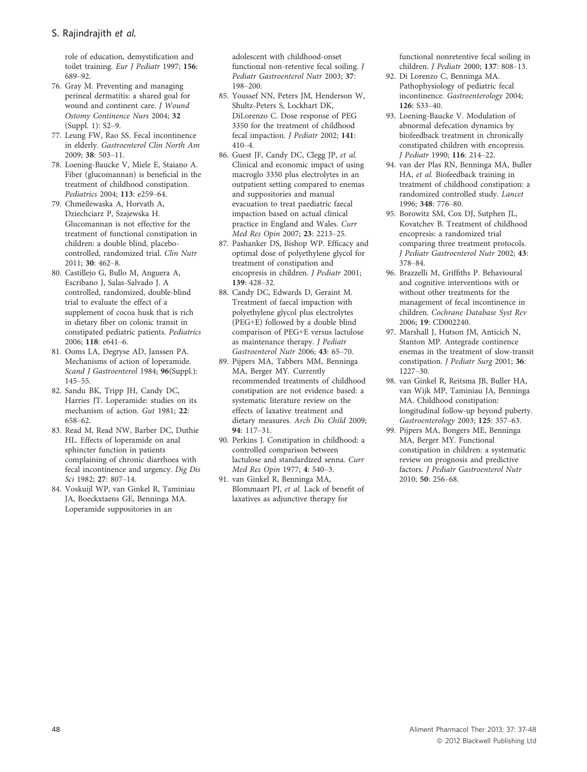role of education, demystification and toilet training. *Eur J Pediatr* 1997; **156**: 689–92.

76. Gray M. Preventing and managing perineal dermatitis: a shared goal for wound and continent care. *J Wound Ostomy Continence Nurs* 2004; **32** (Suppl. 1): S2–9.
77. Leung FW, Rao SS. Fecal incontinence in elderly. *Gastroenterol Clin North Am* 2009; **38**: 503–11.
78. Loening-Baucke V, Miele E, Staiano A. Fiber (glucomannan) is beneficial in the treatment of childhood constipation. *Pediatrics* 2004; **113**: e259–64.
79. Chmeilewaska A, Horvath A, Dziechciarz P, Szajewska H. Glucomannan is not effective for the treatment of functional constipation in children: a double blind, placebo-controlled, randomized trial. *Clin Nutr* 2011; **30**: 462–8.
80. Castillejo G, Bullo M, Anguera A, Escribano J, Salas-Salvado J. A controlled, randomized, double-blind trial to evaluate the effect of a supplement of cocoa husk that is rich in dietary fiber on colonic transit in constipated pediatric patients. *Pediatrics* 2006; **118**: e641–6.
81. Ooms LA, Degryse AD, Janssen PA. Mechanisms of action of loperamide. *Scand J Gastroenterol* 1984; **96**(Suppl.): 145–55.
82. Sandu BK, Tripp JH, Candy DC, Harries JT. Loperamide: studies on its mechanism of action. *Gut* 1981; **22**: 658–62.
83. Read M, Read NW, Barber DC, Duthie HL. Effects of loperamide on anal sphincter function in patients complaining of chronic diarrhoea with fecal incontinence and urgency. *Dig Dis Sci* 1982; **27**: 807–14.
84. Voskuijl WP, van Ginkel R, Taminiau JA, Boeckxtaens GE, Benninga MA. Loperamide suppositories in an adolescent with childhood-onset functional non-retentive fecal soiling. *J Pediatr Gastroenterol Nutr* 2003; **37**: 198–200.
85. Youssef NN, Peters JM, Henderson W, Shultz-Peters S, Lockhart DK, DiLorenzo C. Dose response of PEG 3350 for the treatment of childhood fecal impaction. *J Pediatr* 2002; **141**: 410–4.
86. Guest JF, Candy DC, Clegg JP, *et al.* Clinical and economic impact of using macroglo 3350 plus electrolytes in an outpatient setting compared to enemas and suppositories and manual evacuation to treat paediatric faecal impaction based on actual clinical practice in England and Wales. *Curr Med Res Opin* 2007; **23**: 2213–25.
87. Pashanker DS, Bishop WP. Efficacy and optimal dose of polyethylene glycol for treatment of constipation and encopresis in children. *J Pediatr* 2001; **139**: 428–32.
88. Candy DC, Edwards D, Geraint M. Treatment of faecal impaction with polyethylene glycol plus electrolytes (PEG+E) followed by a double blind comparison of PEG+E versus lactulose as maintenance therapy. *J Pediatr Gastroenterol Nutr* 2006; **43**: 65–70.
89. Pijpers MA, Tabbers MM, Benninga MA, Berger MY. Currently recommended treatments of childhood constipation are not evidence based: a systematic literature review on the effects of laxative treatment and dietary measures. *Arch Dis Child* 2009; **94**: 117–31.
90. Perkins J. Constipation in childhood: a controlled comparison between lactulose and standardized senna. *Curr Med Res Opin* 1977; **4**: 540–3.
91. van Ginkel R, Benninga MA, Blommaart PJ, *et al.* Lack of benefit of laxatives as adjunctive therapy for functional nonretentive fecal soiling in children. *J Pediatr* 2000; **137**: 808–13.
92. Di Lorenzo C, Benninga MA. Pathophysiology of pediatric fecal incontinence. *Gastroenterology* 2004; **126**: S33–40.
93. Loening-Baucke V. Modulation of abnormal defecation dynamics by biofeedback treatment in chronically constipated children with encopresis. *J Pediatr* 1990; **116**: 214–22.
94. van der Plas RN, Benninga MA, Buller HA, *et al.* Biofeedback training in treatment of childhood constipation: a randomized controlled study. *Lancet* 1996; **348**: 776–80.
95. Borowitz SM, Cox DJ, Sutphen JL, Kovatchev B. Treatment of childhood encopresis: a randomized trial comparing three treatment protocols. *J Pediatr Gastroenterol Nutr* 2002; **43**: 378–84.
96. Brazzelli M, Griffiths P. Behavioural and cognitive interventions with or without other treatments for the management of fecal incontinence in children. *Cochrane Database Syst Rev* 2006; **19**: CD002240.
97. Marshall J, Hutson JM, Anticich N, Stanton MP. Antegrade continence enemas in the treatment of slow-transit constipation. *J Pediatr Surg* 2001; **36**: 1227–30.
98. van Ginkel R, Reitsma JB, Buller HA, van Wijk MP, Taminiau JA, Benninga MA. Childhood constipation: longitudinal follow-up beyond puberty. *Gastroenterology* 2003; **125**: 357–63.
99. Pijpers MA, Bongers ME, Benninga MA, Berger MY. Functional constipation in children: a systematic review on prognosis and predictive factors. *J Pediatr Gastroenterol Nutr* 2010; **50**: 256–68.